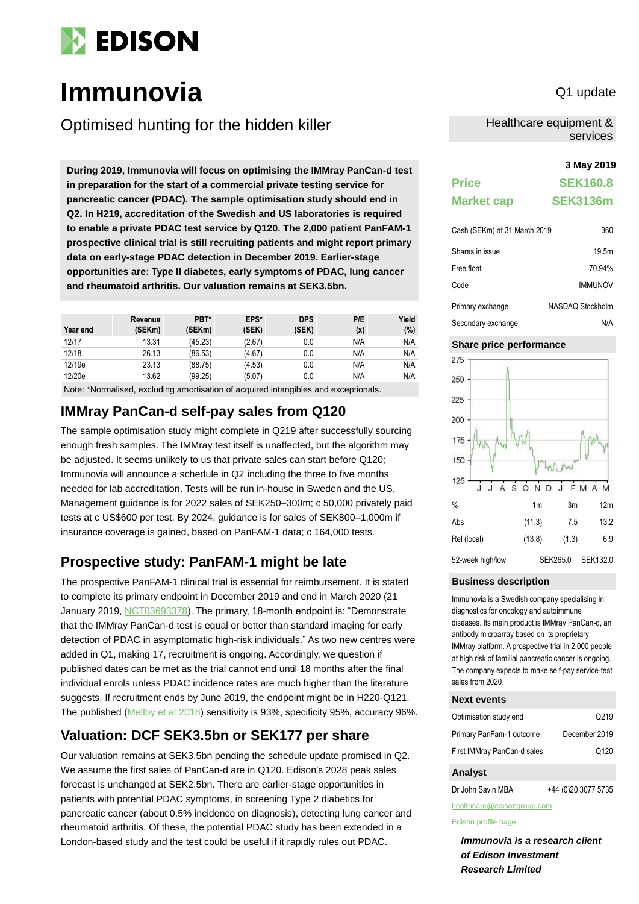# Immunovia

Q1 update

## Optimised hunting for the hidden killer

Healthcare equipment & services

**During 2019, Immunovia will focus on optimising the IMMray PanCan-d test in preparation for the start of a commercial private testing service for pancreatic cancer (PDAC). The sample optimisation study should end in Q2. In H219, accreditation of the Swedish and US laboratories is required to enable a private PDAC test service by Q120. The 2,000 patient PanFAM-1 prospective clinical trial is still recruiting patients and might report primary data on early-stage PDAC detection in December 2019. Earlier-stage opportunities are: Type II diabetes, early symptoms of PDAC, lung cancer and rheumatoid arthritis. Our valuation remains at SEK3.5bn.**

| Year end | Revenue (SEKm) | PBT* (SEKm) | EPS* (SEK) | DPS (SEK) | P/E (x) | Yield (%) |
|---|---|---|---|---|---|---|
| 12/17 | 13.31 | (45.23) | (2.67) | 0.0 | N/A | N/A |
| 12/18 | 26.13 | (86.53) | (4.67) | 0.0 | N/A | N/A |
| 12/19e | 23.13 | (88.75) | (4.53) | 0.0 | N/A | N/A |
| 12/20e | 13.62 | (99.25) | (5.07) | 0.0 | N/A | N/A |

Note: *Normalised, excluding amortisation of acquired intangibles and exceptionals.

## IMMray PanCan-d self-pay sales from Q120

The sample optimisation study might complete in Q219 after successfully sourcing enough fresh samples. The IMMray test itself is unaffected, but the algorithm may be adjusted. It seems unlikely to us that private sales can start before Q120; Immunovia will announce a schedule in Q2 including the three to five months needed for lab accreditation. Tests will be run in-house in Sweden and the US. Management guidance is for 2022 sales of SEK250–300m; c 50,000 privately paid tests at c US$600 per test. By 2024, guidance is for sales of SEK800–1,000m if insurance coverage is gained, based on PanFAM-1 data; c 164,000 tests.

## Prospective study: PanFAM-1 might be late

The prospective PanFAM-1 clinical trial is essential for reimbursement. It is stated to complete its primary endpoint in December 2019 and end in March 2020 (21 January 2019, NCT03693378). The primary, 18-month endpoint is: "Demonstrate that the IMMray PanCan-d test is equal or better than standard imaging for early detection of PDAC in asymptomatic high-risk individuals." As two new centres were added in Q1, making 17, recruitment is ongoing. Accordingly, we question if published dates can be met as the trial cannot end until 18 months after the final individual enrols unless PDAC incidence rates are much higher than the literature suggests. If recruitment ends by June 2019, the endpoint might be in H220-Q121. The published (Mellby et al 2018) sensitivity is 93%, specificity 95%, accuracy 96%.

## Valuation: DCF SEK3.5bn or SEK177 per share

Our valuation remains at SEK3.5bn pending the schedule update promised in Q2. We assume the first sales of PanCan-d are in Q120. Edison's 2028 peak sales forecast is unchanged at SEK2.5bn. There are earlier-stage opportunities in patients with potential PDAC symptoms, in screening Type 2 diabetics for pancreatic cancer (about 0.5% incidence on diagnosis), detecting lung cancer and rheumatoid arthritis. Of these, the potential PDAC study has been extended in a London-based study and the test could be useful if it rapidly rules out PDAC.

**3 May 2019**

| | |
|---|---|
| **Price** | **SEK160.8** |
| **Market cap** | **SEK3136m** |

| | |
|---|---|
| Cash (SEKm) at 31 March 2019 | 360 |
| Shares in issue | 19.5m |
| Free float | 70.94% |
| Code | IMMUNOV |
| Primary exchange | NASDAQ Stockholm |
| Secondary exchange | N/A |

### Share price performance

| % | 1m | 3m | 12m |
|---|---|---|---|
| Abs | (11.3) | 7.5 | 13.2 |
| Rel (local) | (13.8) | (1.3) | 6.9 |

| 52-week high/low | SEK265.0 | SEK132.0 |
|---|---|---|

### Business description

Immunovia is a Swedish company specialising in diagnostics for oncology and autoimmune diseases. Its main product is IMMray PanCan-d, an antibody microarray based on its proprietary IMMray platform. A prospective trial in 2,000 people at high risk of familial pancreatic cancer is ongoing. The company expects to make self-pay service-test sales from 2020.

### Next events

| | |
|---|---|
| Optimisation study end | Q219 |
| Primary PanFam-1 outcome | December 2019 |
| First IMMray PanCan-d sales | Q120 |

### Analyst

Dr John Savin MBA +44 (0)20 3077 5735

healthcare@edisongroup.com

Edison profile page

***Immunovia is a research client of Edison Investment Research Limited***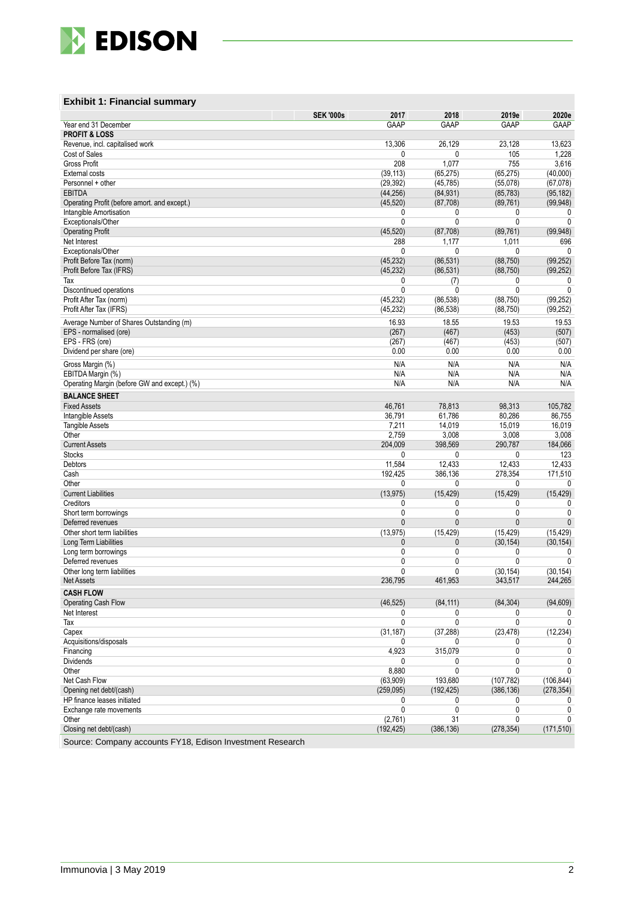### Exhibit 1: Financial summary

| SEK '000s | 2017 | 2018 | 2019e | 2020e |
|---|---|---|---|---|
| Year end 31 December | GAAP | GAAP | GAAP | GAAP |
| **PROFIT & LOSS** | | | | |
| Revenue, incl. capitalised work | 13,306 | 26,129 | 23,128 | 13,623 |
| Cost of Sales | 0 | 0 | 105 | 1,228 |
| Gross Profit | 208 | 1,077 | 755 | 3,616 |
| External costs | (39,113) | (65,275) | (65,275) | (40,000) |
| Personnel + other | (29,392) | (45,785) | (55,078) | (67,078) |
| EBITDA | (44,256) | (84,931) | (85,783) | (95,182) |
| Operating Profit (before amort. and except.) | (45,520) | (87,708) | (89,761) | (99,948) |
| Intangible Amortisation | 0 | 0 | 0 | 0 |
| Exceptionals/Other | 0 | 0 | 0 | 0 |
| Operating Profit | (45,520) | (87,708) | (89,761) | (99,948) |
| Net Interest | 288 | 1,177 | 1,011 | 696 |
| Exceptionals/Other | 0 | 0 | 0 | 0 |
| Profit Before Tax (norm) | (45,232) | (86,531) | (88,750) | (99,252) |
| Profit Before Tax (IFRS) | (45,232) | (86,531) | (88,750) | (99,252) |
| Tax | 0 | (7) | 0 | 0 |
| Discontinued operations | 0 | 0 | 0 | 0 |
| Profit After Tax (norm) | (45,232) | (86,538) | (88,750) | (99,252) |
| Profit After Tax (IFRS) | (45,232) | (86,538) | (88,750) | (99,252) |
| Average Number of Shares Outstanding (m) | 16.93 | 18.55 | 19.53 | 19.53 |
| EPS - normalised (ore) | (267) | (467) | (453) | (507) |
| EPS - FRS (ore) | (267) | (467) | (453) | (507) |
| Dividend per share (ore) | 0.00 | 0.00 | 0.00 | 0.00 |
| Gross Margin (%) | N/A | N/A | N/A | N/A |
| EBITDA Margin (%) | N/A | N/A | N/A | N/A |
| Operating Margin (before GW and except.) (%) | N/A | N/A | N/A | N/A |
| **BALANCE SHEET** | | | | |
| Fixed Assets | 46,761 | 78,813 | 98,313 | 105,782 |
| Intangible Assets | 36,791 | 61,786 | 80,286 | 86,755 |
| Tangible Assets | 7,211 | 14,019 | 15,019 | 16,019 |
| Other | 2,759 | 3,008 | 3,008 | 3,008 |
| Current Assets | 204,009 | 398,569 | 290,787 | 184,066 |
| Stocks | 0 | 0 | 0 | 123 |
| Debtors | 11,584 | 12,433 | 12,433 | 12,433 |
| Cash | 192,425 | 386,136 | 278,354 | 171,510 |
| Other | 0 | 0 | 0 | 0 |
| Current Liabilities | (13,975) | (15,429) | (15,429) | (15,429) |
| Creditors | 0 | 0 | 0 | 0 |
| Short term borrowings | 0 | 0 | 0 | 0 |
| Deferred revenues | 0 | 0 | 0 | 0 |
| Other short term liabilities | (13,975) | (15,429) | (15,429) | (15,429) |
| Long Term Liabilities | 0 | 0 | (30,154) | (30,154) |
| Long term borrowings | 0 | 0 | 0 | 0 |
| Deferred revenues | 0 | 0 | 0 | 0 |
| Other long term liabilities | 0 | 0 | (30,154) | (30,154) |
| Net Assets | 236,795 | 461,953 | 343,517 | 244,265 |
| **CASH FLOW** | | | | |
| Operating Cash Flow | (46,525) | (84,111) | (84,304) | (94,609) |
| Net Interest | 0 | 0 | 0 | 0 |
| Tax | 0 | 0 | 0 | 0 |
| Capex | (31,187) | (37,288) | (23,478) | (12,234) |
| Acquisitions/disposals | 0 | 0 | 0 | 0 |
| Financing | 4,923 | 315,079 | 0 | 0 |
| Dividends | 0 | 0 | 0 | 0 |
| Other | 8,880 | 0 | 0 | 0 |
| Net Cash Flow | (63,909) | 193,680 | (107,782) | (106,844) |
| Opening net debt/(cash) | (259,095) | (192,425) | (386,136) | (278,354) |
| HP finance leases initiated | 0 | 0 | 0 | 0 |
| Exchange rate movements | 0 | 0 | 0 | 0 |
| Other | (2,761) | 31 | 0 | 0 |
| Closing net debt/(cash) | (192,425) | (386,136) | (278,354) | (171,510) |

Source: Company accounts FY18, Edison Investment Research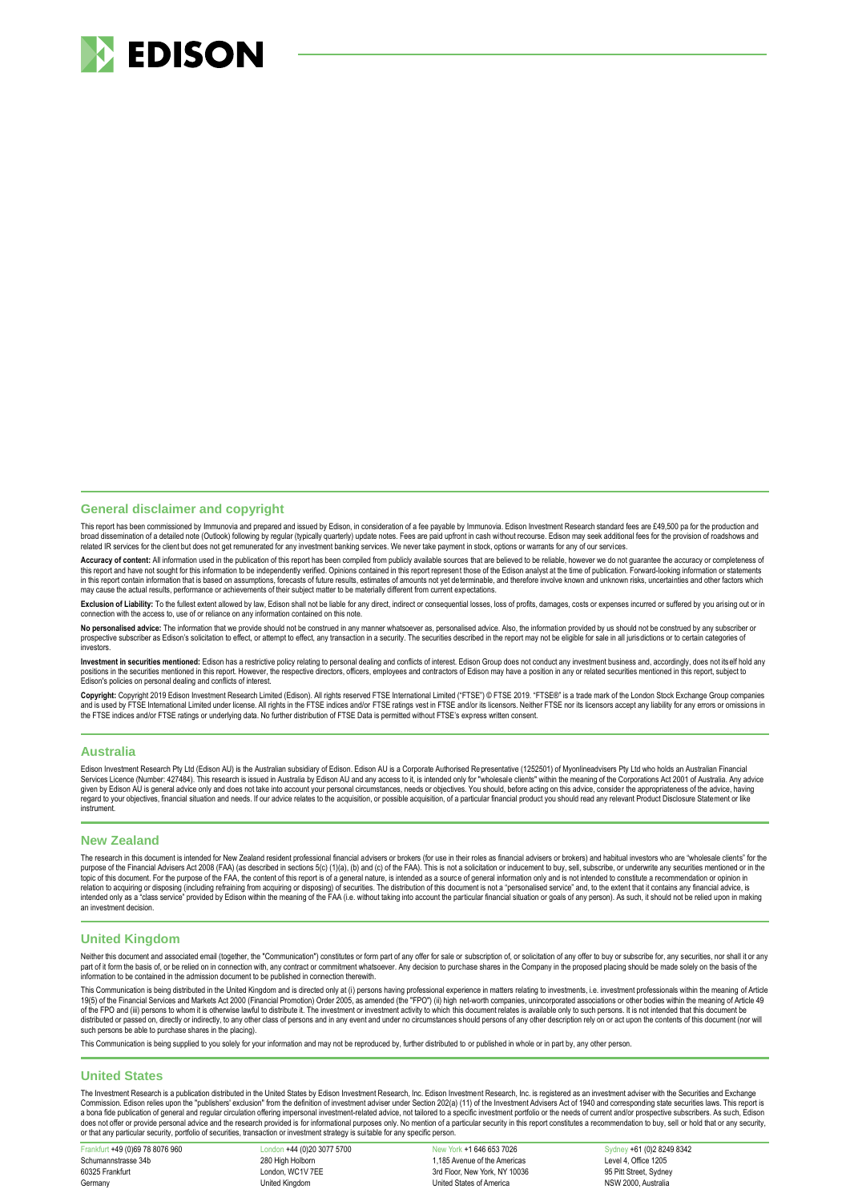## General disclaimer and copyright

This report has been commissioned by Immunovia and prepared and issued by Edison, in consideration of a fee payable by Immunovia. Edison Investment Research standard fees are £49,500 pa for the production and broad dissemination of a detailed note (Outlook) following by regular (typically quarterly) update notes. Fees are paid upfront in cash without recourse. Edison may seek additional fees for the provision of roadshows and related IR services for the client but does not get remunerated for any investment banking services. We never take payment in stock, options or warrants for any of our services.

**Accuracy of content:** All information used in the publication of this report has been compiled from publicly available sources that are believed to be reliable, however we do not guarantee the accuracy or completeness of this report and have not sought for this information to be independently verified. Opinions contained in this report represent those of the Edison analyst at the time of publication. Forward-looking information or statements in this report contain information that is based on assumptions, forecasts of future results, estimates of amounts not yet determinable, and therefore involve known and unknown risks, uncertainties and other factors which may cause the actual results, performance or achievements of their subject matter to be materially different from current expectations.

**Exclusion of Liability:** To the fullest extent allowed by law, Edison shall not be liable for any direct, indirect or consequential losses, loss of profits, damages, costs or expenses incurred or suffered by you arising out or in connection with the access to, use of or reliance on any information contained on this note.

**No personalised advice:** The information that we provide should not be construed in any manner whatsoever as, personalised advice. Also, the information provided by us should not be construed by any subscriber or prospective subscriber as Edison's solicitation to effect, or attempt to effect, any transaction in a security. The securities described in the report may not be eligible for sale in all jurisdictions or to certain categories of investors.

**Investment in securities mentioned:** Edison has a restrictive policy relating to personal dealing and conflicts of interest. Edison Group does not conduct any investment business and, accordingly, does not itself hold any positions in the securities mentioned in this report. However, the respective directors, officers, employees and contractors of Edison may have a position in any or related securities mentioned in this report, subject to Edison's policies on personal dealing and conflicts of interest.

**Copyright:** Copyright 2019 Edison Investment Research Limited (Edison). All rights reserved FTSE International Limited ("FTSE") © FTSE 2019. "FTSE®" is a trade mark of the London Stock Exchange Group companies and is used by FTSE International Limited under license. All rights in the FTSE indices and/or FTSE ratings vest in FTSE and/or its licensors. Neither FTSE nor its licensors accept any liability for any errors or omissions in the FTSE indices and/or FTSE ratings or underlying data. No further distribution of FTSE Data is permitted without FTSE's express written consent.

## Australia

Edison Investment Research Pty Ltd (Edison AU) is the Australian subsidiary of Edison. Edison AU is a Corporate Authorised Representative (1252501) of Myonlineadvisers Pty Ltd who holds an Australian Financial Services Licence (Number: 427484). This research is issued in Australia by Edison AU and any access to it, is intended only for "wholesale clients" within the meaning of the Corporations Act 2001 of Australia. Any advice given by Edison AU is general advice only and does not take into account your personal circumstances, needs or objectives. You should, before acting on this advice, consider the appropriateness of the advice, having regard to your objectives, financial situation and needs. If our advice relates to the acquisition, or possible acquisition, of a particular financial product you should read any relevant Product Disclosure Statement or like instrument.

## New Zealand

The research in this document is intended for New Zealand resident professional financial advisers or brokers (for use in their roles as financial advisers or brokers) and habitual investors who are "wholesale clients" for the purpose of the Financial Advisers Act 2008 (FAA) (as described in sections 5(c) (1)(a), (b) and (c) of the FAA). This is not a solicitation or inducement to buy, sell, subscribe, or underwrite any securities mentioned or in the topic of this document. For the purpose of the FAA, the content of this report is of a general nature, is intended as a source of general information only and is not intended to constitute a recommendation or opinion in relation to acquiring or disposing (including refraining from acquiring or disposing) of securities. The distribution of this document is not a "personalised service" and, to the extent that it contains any financial advice, is intended only as a "class service" provided by Edison within the meaning of the FAA (i.e. without taking into account the particular financial situation or goals of any person). As such, it should not be relied upon in making an investment decision.

## United Kingdom

Neither this document and associated email (together, the "Communication") constitutes or form part of any offer for sale or subscription of, or solicitation of any offer to buy or subscribe for, any securities, nor shall it or any part of it form the basis of, or be relied on in connection with, any contract or commitment whatsoever. Any decision to purchase shares in the Company in the proposed placing should be made solely on the basis of the information to be contained in the admission document to be published in connection therewith.

This Communication is being distributed in the United Kingdom and is directed only at (i) persons having professional experience in matters relating to investments, i.e. investment professionals within the meaning of Article 19(5) of the Financial Services and Markets Act 2000 (Financial Promotion) Order 2005, as amended (the "FPO") (ii) high net-worth companies, unincorporated associations or other bodies within the meaning of Article 49 of the FPO and (iii) persons to whom it is otherwise lawful to distribute it. The investment or investment activity to which this document relates is available only to such persons. It is not intended that this document be distributed or passed on, directly or indirectly, to any other class of persons and in any event and under no circumstances should persons of any other description rely on or act upon the contents of this document (nor will such persons be able to purchase shares in the placing).

This Communication is being supplied to you solely for your information and may not be reproduced by, further distributed to or published in whole or in part by, any other person.

## United States

The Investment Research is a publication distributed in the United States by Edison Investment Research, Inc. Edison Investment Research, Inc. is registered as an investment adviser with the Securities and Exchange Commission. Edison relies upon the "publishers' exclusion" from the definition of investment adviser under Section 202(a) (11) of the Investment Advisers Act of 1940 and corresponding state securities laws. This report is a bona fide publication of general and regular circulation offering impersonal investment-related advice, not tailored to a specific investment portfolio or the needs of current and/or prospective subscribers. As such, Edison does not offer or provide personal advice and the research provided is for informational purposes only. No mention of a particular security in this report constitutes a recommendation to buy, sell or hold that or any security, or that any particular security, portfolio of securities, transaction or investment strategy is suitable for any specific person.

Frankfurt +49 (0)69 78 8076 960
Schumannstrasse 34b
60325 Frankfurt
Germany

London +44 (0)20 3077 5700
280 High Holborn
London, WC1V 7EE
United Kingdom

New York +1 646 653 7026
1,185 Avenue of the Americas
3rd Floor, New York, NY 10036
United States of America

Sydney +61 (0)2 8249 8342
Level 4, Office 1205
95 Pitt Street, Sydney
NSW 2000, Australia